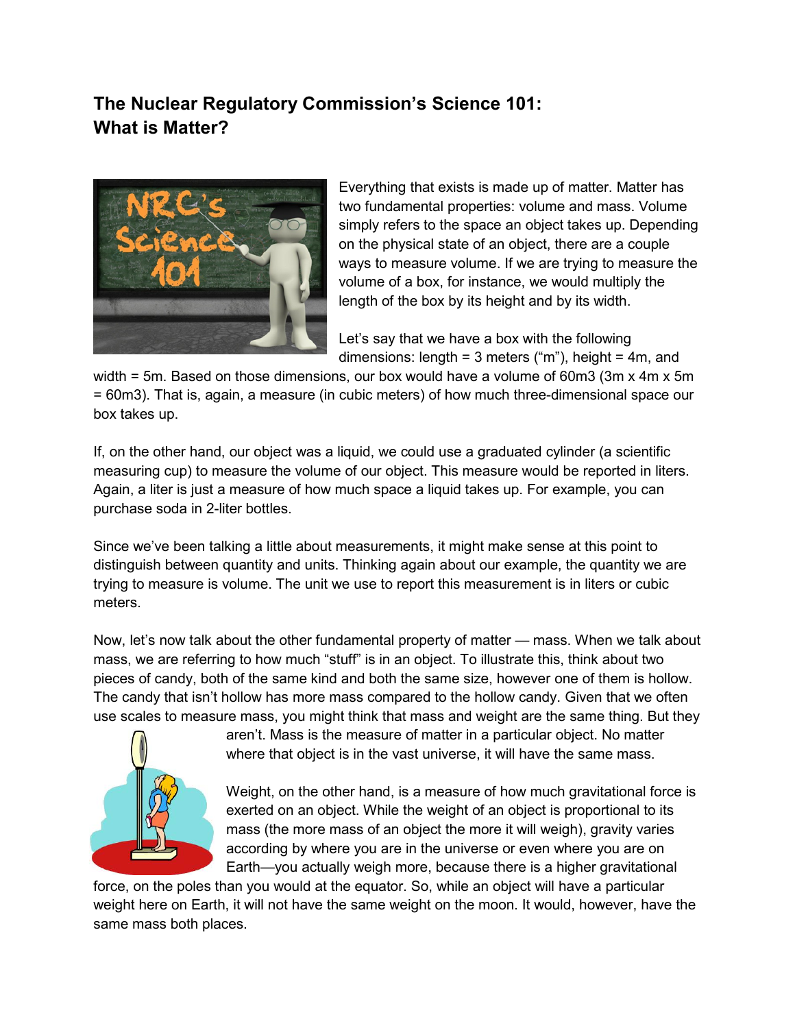# The Nuclear Regulatory Commission's Science 101: What is Matter?

Everything that exists is made up of matter. Matter has two fundamental properties: volume and mass. Volume simply refers to the space an object takes up. Depending on the physical state of an object, there are a couple ways to measure volume. If we are trying to measure the volume of a box, for instance, we would multiply the length of the box by its height and by its width.

Let's say that we have a box with the following dimensions: length = 3 meters ("m"), height = 4m, and width = 5m. Based on those dimensions, our box would have a volume of 60m3 (3m x 4m x 5m = 60m3). That is, again, a measure (in cubic meters) of how much three-dimensional space our box takes up.

If, on the other hand, our object was a liquid, we could use a graduated cylinder (a scientific measuring cup) to measure the volume of our object. This measure would be reported in liters. Again, a liter is just a measure of how much space a liquid takes up. For example, you can purchase soda in 2-liter bottles.

Since we've been talking a little about measurements, it might make sense at this point to distinguish between quantity and units. Thinking again about our example, the quantity we are trying to measure is volume. The unit we use to report this measurement is in liters or cubic meters.

Now, let's now talk about the other fundamental property of matter — mass. When we talk about mass, we are referring to how much "stuff" is in an object. To illustrate this, think about two pieces of candy, both of the same kind and both the same size, however one of them is hollow. The candy that isn't hollow has more mass compared to the hollow candy. Given that we often use scales to measure mass, you might think that mass and weight are the same thing. But they aren't. Mass is the measure of matter in a particular object. No matter where that object is in the vast universe, it will have the same mass.

Weight, on the other hand, is a measure of how much gravitational force is exerted on an object. While the weight of an object is proportional to its mass (the more mass of an object the more it will weigh), gravity varies according by where you are in the universe or even where you are on Earth—you actually weigh more, because there is a higher gravitational force, on the poles than you would at the equator. So, while an object will have a particular weight here on Earth, it will not have the same weight on the moon. It would, however, have the same mass both places.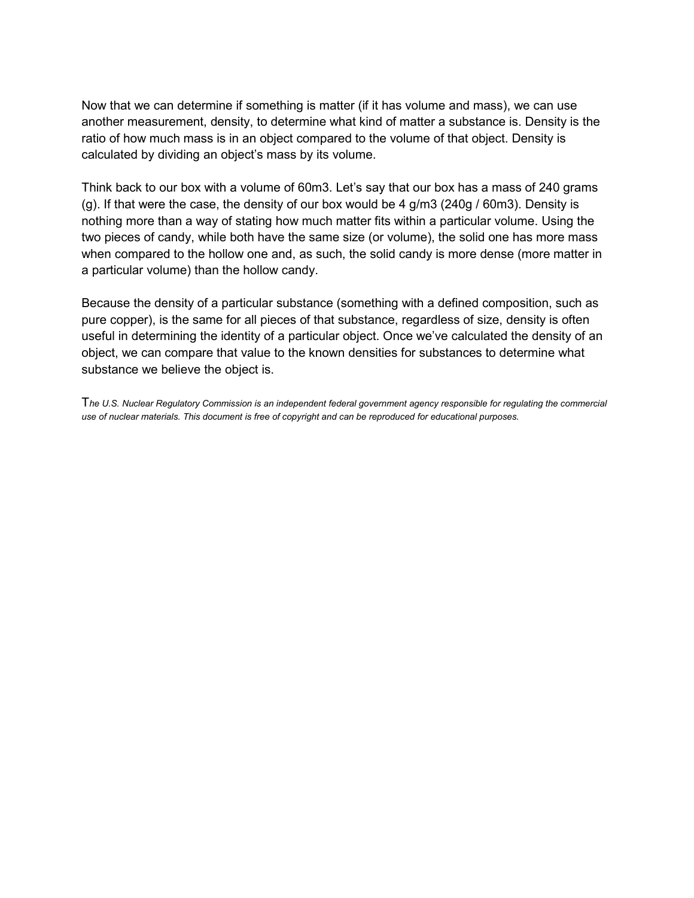Now that we can determine if something is matter (if it has volume and mass), we can use another measurement, density, to determine what kind of matter a substance is. Density is the ratio of how much mass is in an object compared to the volume of that object. Density is calculated by dividing an object's mass by its volume.

Think back to our box with a volume of $60m3$. Let's say that our box has a mass of 240 grams (g). If that were the case, the density of our box would be 4 $g/m3$ ($240g / 60m3$). Density is nothing more than a way of stating how much matter fits within a particular volume. Using the two pieces of candy, while both have the same size (or volume), the solid one has more mass when compared to the hollow one and, as such, the solid candy is more dense (more matter in a particular volume) than the hollow candy.

Because the density of a particular substance (something with a defined composition, such as pure copper), is the same for all pieces of that substance, regardless of size, density is often useful in determining the identity of a particular object. Once we've calculated the density of an object, we can compare that value to the known densities for substances to determine what substance we believe the object is.

*The U.S. Nuclear Regulatory Commission is an independent federal government agency responsible for regulating the commercial use of nuclear materials. This document is free of copyright and can be reproduced for educational purposes.*